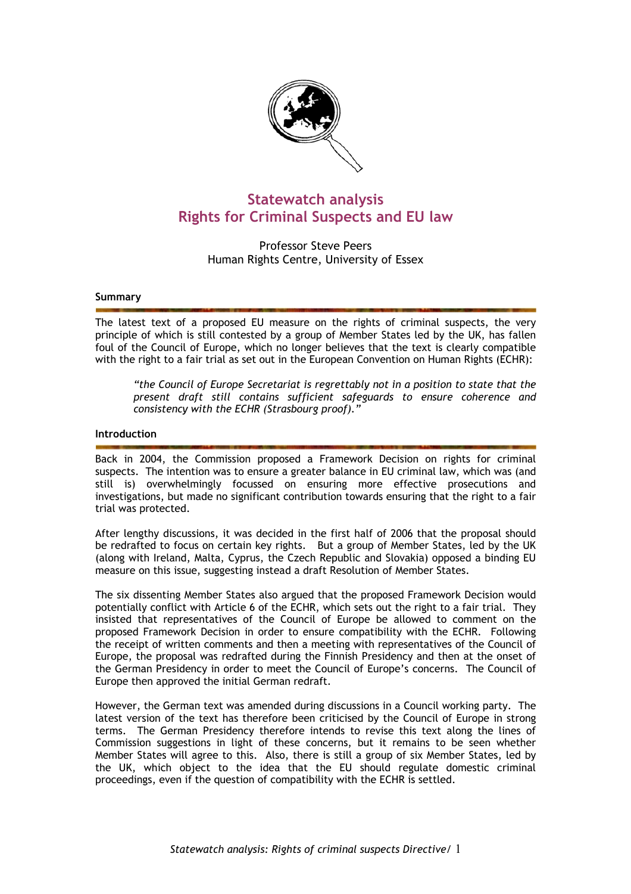# Statewatch analysis
# Rights for Criminal Suspects and EU law

Professor Steve Peers
Human Rights Centre, University of Essex

## Summary

The latest text of a proposed EU measure on the rights of criminal suspects, the very principle of which is still contested by a group of Member States led by the UK, has fallen foul of the Council of Europe, which no longer believes that the text is clearly compatible with the right to a fair trial as set out in the European Convention on Human Rights (ECHR):

> *"the Council of Europe Secretariat is regrettably not in a position to state that the present draft still contains sufficient safeguards to ensure coherence and consistency with the ECHR (Strasbourg proof)."*

## Introduction

Back in 2004, the Commission proposed a Framework Decision on rights for criminal suspects. The intention was to ensure a greater balance in EU criminal law, which was (and still is) overwhelmingly focussed on ensuring more effective prosecutions and investigations, but made no significant contribution towards ensuring that the right to a fair trial was protected.

After lengthy discussions, it was decided in the first half of 2006 that the proposal should be redrafted to focus on certain key rights. But a group of Member States, led by the UK (along with Ireland, Malta, Cyprus, the Czech Republic and Slovakia) opposed a binding EU measure on this issue, suggesting instead a draft Resolution of Member States.

The six dissenting Member States also argued that the proposed Framework Decision would potentially conflict with Article 6 of the ECHR, which sets out the right to a fair trial. They insisted that representatives of the Council of Europe be allowed to comment on the proposed Framework Decision in order to ensure compatibility with the ECHR. Following the receipt of written comments and then a meeting with representatives of the Council of Europe, the proposal was redrafted during the Finnish Presidency and then at the onset of the German Presidency in order to meet the Council of Europe's concerns. The Council of Europe then approved the initial German redraft.

However, the German text was amended during discussions in a Council working party. The latest version of the text has therefore been criticised by the Council of Europe in strong terms. The German Presidency therefore intends to revise this text along the lines of Commission suggestions in light of these concerns, but it remains to be seen whether Member States will agree to this. Also, there is still a group of six Member States, led by the UK, which object to the idea that the EU should regulate domestic criminal proceedings, even if the question of compatibility with the ECHR is settled.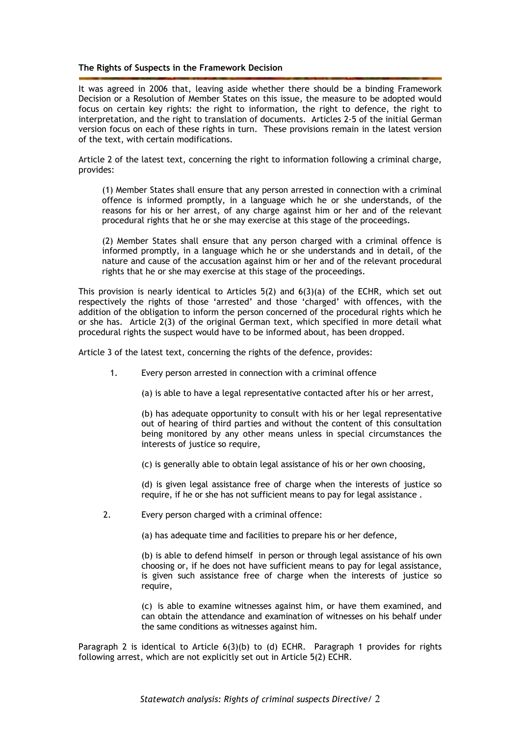**The Rights of Suspects in the Framework Decision**

It was agreed in 2006 that, leaving aside whether there should be a binding Framework Decision or a Resolution of Member States on this issue, the measure to be adopted would focus on certain key rights: the right to information, the right to defence, the right to interpretation, and the right to translation of documents. Articles 2-5 of the initial German version focus on each of these rights in turn. These provisions remain in the latest version of the text, with certain modifications.

Article 2 of the latest text, concerning the right to information following a criminal charge, provides:

> (1) Member States shall ensure that any person arrested in connection with a criminal offence is informed promptly, in a language which he or she understands, of the reasons for his or her arrest, of any charge against him or her and of the relevant procedural rights that he or she may exercise at this stage of the proceedings.
>
> (2) Member States shall ensure that any person charged with a criminal offence is informed promptly, in a language which he or she understands and in detail, of the nature and cause of the accusation against him or her and of the relevant procedural rights that he or she may exercise at this stage of the proceedings.

This provision is nearly identical to Articles 5(2) and 6(3)(a) of the ECHR, which set out respectively the rights of those 'arrested' and those 'charged' with offences, with the addition of the obligation to inform the person concerned of the procedural rights which he or she has. Article 2(3) of the original German text, which specified in more detail what procedural rights the suspect would have to be informed about, has been dropped.

Article 3 of the latest text, concerning the rights of the defence, provides:

> 1. Every person arrested in connection with a criminal offence
>
>    (a) is able to have a legal representative contacted after his or her arrest,
>
>    (b) has adequate opportunity to consult with his or her legal representative out of hearing of third parties and without the content of this consultation being monitored by any other means unless in special circumstances the interests of justice so require,
>
>    (c) is generally able to obtain legal assistance of his or her own choosing,
>
>    (d) is given legal assistance free of charge when the interests of justice so require, if he or she has not sufficient means to pay for legal assistance .
>
> 2. Every person charged with a criminal offence:
>
>    (a) has adequate time and facilities to prepare his or her defence,
>
>    (b) is able to defend himself in person or through legal assistance of his own choosing or, if he does not have sufficient means to pay for legal assistance, is given such assistance free of charge when the interests of justice so require,
>
>    (c) is able to examine witnesses against him, or have them examined, and can obtain the attendance and examination of witnesses on his behalf under the same conditions as witnesses against him.

Paragraph 2 is identical to Article 6(3)(b) to (d) ECHR. Paragraph 1 provides for rights following arrest, which are not explicitly set out in Article 5(2) ECHR.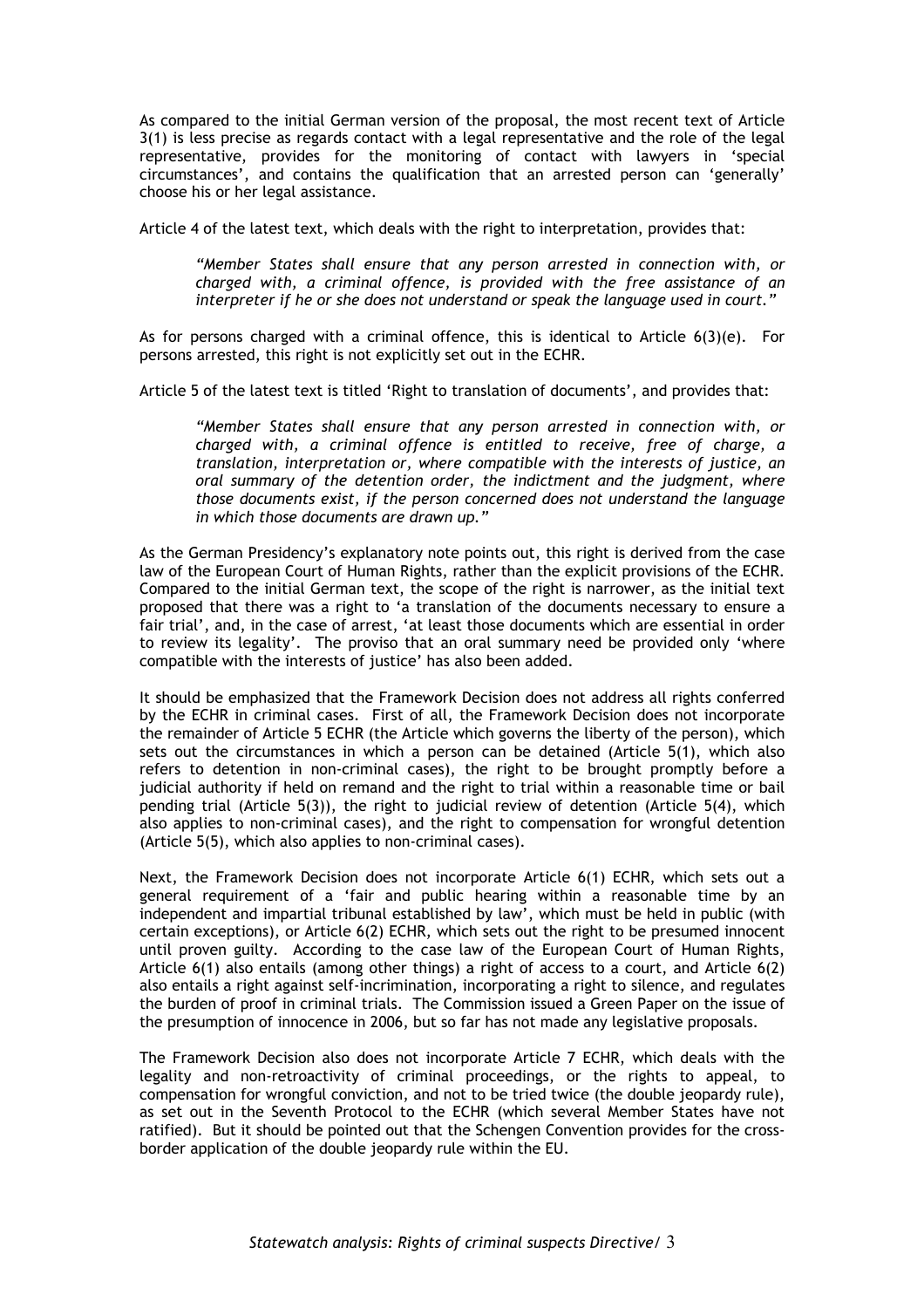As compared to the initial German version of the proposal, the most recent text of Article 3(1) is less precise as regards contact with a legal representative and the role of the legal representative, provides for the monitoring of contact with lawyers in 'special circumstances', and contains the qualification that an arrested person can 'generally' choose his or her legal assistance.

Article 4 of the latest text, which deals with the right to interpretation, provides that:

> *"Member States shall ensure that any person arrested in connection with, or charged with, a criminal offence, is provided with the free assistance of an interpreter if he or she does not understand or speak the language used in court."*

As for persons charged with a criminal offence, this is identical to Article 6(3)(e). For persons arrested, this right is not explicitly set out in the ECHR.

Article 5 of the latest text is titled 'Right to translation of documents', and provides that:

> *"Member States shall ensure that any person arrested in connection with, or charged with, a criminal offence is entitled to receive, free of charge, a translation, interpretation or, where compatible with the interests of justice, an oral summary of the detention order, the indictment and the judgment, where those documents exist, if the person concerned does not understand the language in which those documents are drawn up."*

As the German Presidency's explanatory note points out, this right is derived from the case law of the European Court of Human Rights, rather than the explicit provisions of the ECHR. Compared to the initial German text, the scope of the right is narrower, as the initial text proposed that there was a right to 'a translation of the documents necessary to ensure a fair trial', and, in the case of arrest, 'at least those documents which are essential in order to review its legality'. The proviso that an oral summary need be provided only 'where compatible with the interests of justice' has also been added.

It should be emphasized that the Framework Decision does not address all rights conferred by the ECHR in criminal cases. First of all, the Framework Decision does not incorporate the remainder of Article 5 ECHR (the Article which governs the liberty of the person), which sets out the circumstances in which a person can be detained (Article 5(1), which also refers to detention in non-criminal cases), the right to be brought promptly before a judicial authority if held on remand and the right to trial within a reasonable time or bail pending trial (Article 5(3)), the right to judicial review of detention (Article 5(4), which also applies to non-criminal cases), and the right to compensation for wrongful detention (Article 5(5), which also applies to non-criminal cases).

Next, the Framework Decision does not incorporate Article 6(1) ECHR, which sets out a general requirement of a 'fair and public hearing within a reasonable time by an independent and impartial tribunal established by law', which must be held in public (with certain exceptions), or Article 6(2) ECHR, which sets out the right to be presumed innocent until proven guilty. According to the case law of the European Court of Human Rights, Article 6(1) also entails (among other things) a right of access to a court, and Article 6(2) also entails a right against self-incrimination, incorporating a right to silence, and regulates the burden of proof in criminal trials. The Commission issued a Green Paper on the issue of the presumption of innocence in 2006, but so far has not made any legislative proposals.

The Framework Decision also does not incorporate Article 7 ECHR, which deals with the legality and non-retroactivity of criminal proceedings, or the rights to appeal, to compensation for wrongful conviction, and not to be tried twice (the double jeopardy rule), as set out in the Seventh Protocol to the ECHR (which several Member States have not ratified). But it should be pointed out that the Schengen Convention provides for the cross-border application of the double jeopardy rule within the EU.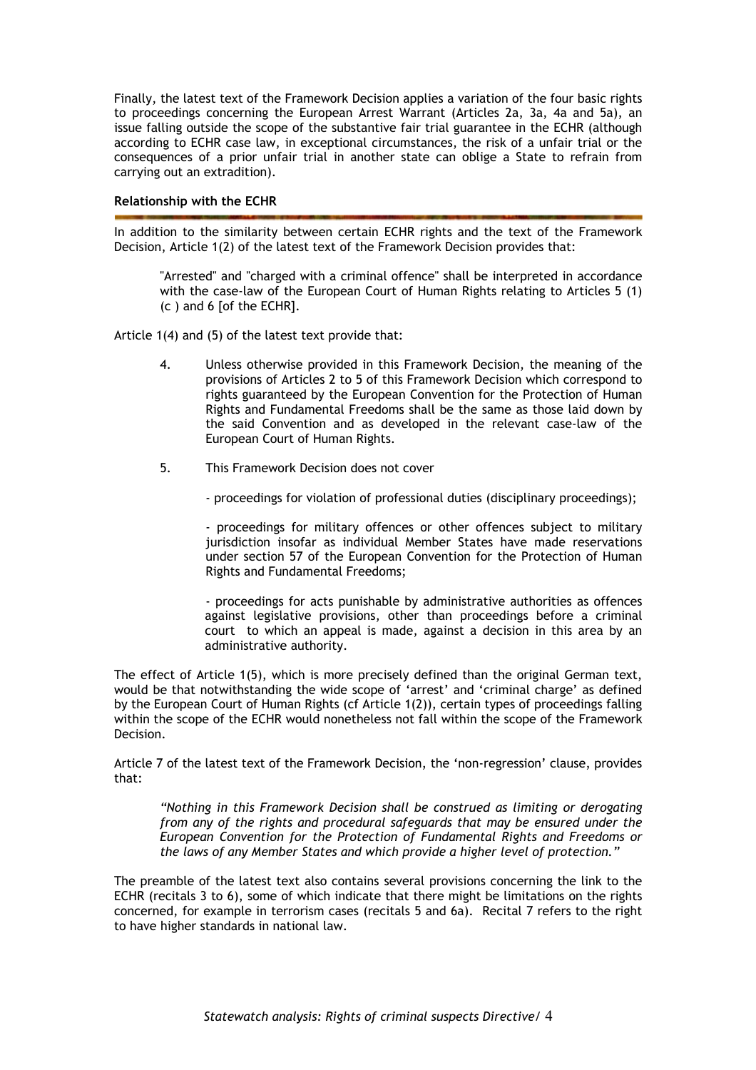Finally, the latest text of the Framework Decision applies a variation of the four basic rights to proceedings concerning the European Arrest Warrant (Articles 2a, 3a, 4a and 5a), an issue falling outside the scope of the substantive fair trial guarantee in the ECHR (although according to ECHR case law, in exceptional circumstances, the risk of a unfair trial or the consequences of a prior unfair trial in another state can oblige a State to refrain from carrying out an extradition).

**Relationship with the ECHR**

In addition to the similarity between certain ECHR rights and the text of the Framework Decision, Article 1(2) of the latest text of the Framework Decision provides that:

> "Arrested" and "charged with a criminal offence" shall be interpreted in accordance with the case-law of the European Court of Human Rights relating to Articles 5 (1) (c ) and 6 [of the ECHR].

Article 1(4) and (5) of the latest text provide that:

> 4. Unless otherwise provided in this Framework Decision, the meaning of the provisions of Articles 2 to 5 of this Framework Decision which correspond to rights guaranteed by the European Convention for the Protection of Human Rights and Fundamental Freedoms shall be the same as those laid down by the said Convention and as developed in the relevant case-law of the European Court of Human Rights.
>
> 5. This Framework Decision does not cover
>
> - proceedings for violation of professional duties (disciplinary proceedings);
>
> - proceedings for military offences or other offences subject to military jurisdiction insofar as individual Member States have made reservations under section 57 of the European Convention for the Protection of Human Rights and Fundamental Freedoms;
>
> - proceedings for acts punishable by administrative authorities as offences against legislative provisions, other than proceedings before a criminal court to which an appeal is made, against a decision in this area by an administrative authority.

The effect of Article 1(5), which is more precisely defined than the original German text, would be that notwithstanding the wide scope of 'arrest' and 'criminal charge' as defined by the European Court of Human Rights (cf Article 1(2)), certain types of proceedings falling within the scope of the ECHR would nonetheless not fall within the scope of the Framework Decision.

Article 7 of the latest text of the Framework Decision, the 'non-regression' clause, provides that:

> *"Nothing in this Framework Decision shall be construed as limiting or derogating from any of the rights and procedural safeguards that may be ensured under the European Convention for the Protection of Fundamental Rights and Freedoms or the laws of any Member States and which provide a higher level of protection."*

The preamble of the latest text also contains several provisions concerning the link to the ECHR (recitals 3 to 6), some of which indicate that there might be limitations on the rights concerned, for example in terrorism cases (recitals 5 and 6a). Recital 7 refers to the right to have higher standards in national law.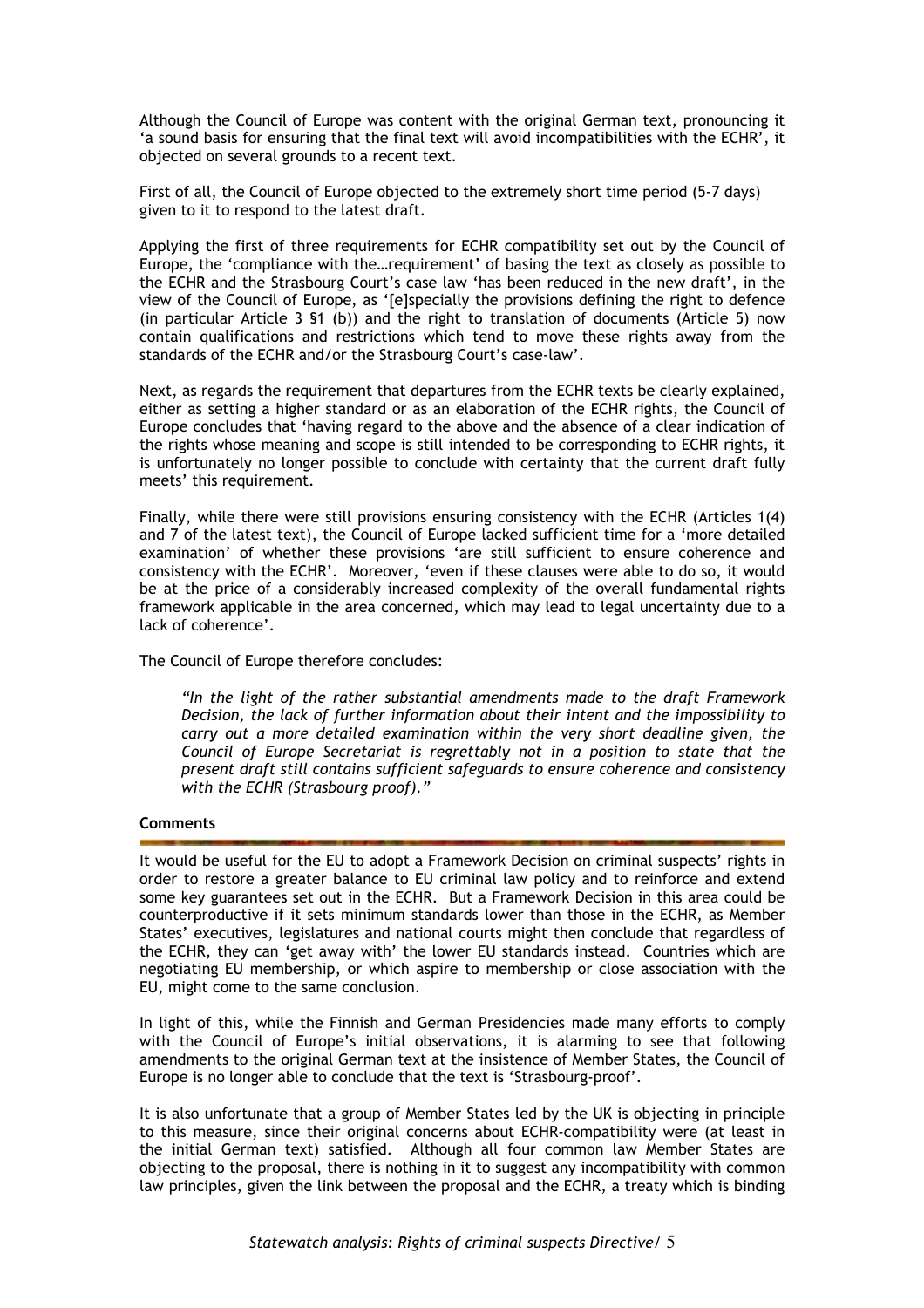Although the Council of Europe was content with the original German text, pronouncing it 'a sound basis for ensuring that the final text will avoid incompatibilities with the ECHR', it objected on several grounds to a recent text.

First of all, the Council of Europe objected to the extremely short time period (5-7 days) given to it to respond to the latest draft.

Applying the first of three requirements for ECHR compatibility set out by the Council of Europe, the 'compliance with the…requirement' of basing the text as closely as possible to the ECHR and the Strasbourg Court's case law 'has been reduced in the new draft', in the view of the Council of Europe, as '[e]specially the provisions defining the right to defence (in particular Article 3 §1 (b)) and the right to translation of documents (Article 5) now contain qualifications and restrictions which tend to move these rights away from the standards of the ECHR and/or the Strasbourg Court's case-law'.

Next, as regards the requirement that departures from the ECHR texts be clearly explained, either as setting a higher standard or as an elaboration of the ECHR rights, the Council of Europe concludes that 'having regard to the above and the absence of a clear indication of the rights whose meaning and scope is still intended to be corresponding to ECHR rights, it is unfortunately no longer possible to conclude with certainty that the current draft fully meets' this requirement.

Finally, while there were still provisions ensuring consistency with the ECHR (Articles 1(4) and 7 of the latest text), the Council of Europe lacked sufficient time for a 'more detailed examination' of whether these provisions 'are still sufficient to ensure coherence and consistency with the ECHR'. Moreover, 'even if these clauses were able to do so, it would be at the price of a considerably increased complexity of the overall fundamental rights framework applicable in the area concerned, which may lead to legal uncertainty due to a lack of coherence'.

The Council of Europe therefore concludes:

> *"In the light of the rather substantial amendments made to the draft Framework Decision, the lack of further information about their intent and the impossibility to carry out a more detailed examination within the very short deadline given, the Council of Europe Secretariat is regrettably not in a position to state that the present draft still contains sufficient safeguards to ensure coherence and consistency with the ECHR (Strasbourg proof)."*

**Comments**

It would be useful for the EU to adopt a Framework Decision on criminal suspects' rights in order to restore a greater balance to EU criminal law policy and to reinforce and extend some key guarantees set out in the ECHR. But a Framework Decision in this area could be counterproductive if it sets minimum standards lower than those in the ECHR, as Member States' executives, legislatures and national courts might then conclude that regardless of the ECHR, they can 'get away with' the lower EU standards instead. Countries which are negotiating EU membership, or which aspire to membership or close association with the EU, might come to the same conclusion.

In light of this, while the Finnish and German Presidencies made many efforts to comply with the Council of Europe's initial observations, it is alarming to see that following amendments to the original German text at the insistence of Member States, the Council of Europe is no longer able to conclude that the text is 'Strasbourg-proof'.

It is also unfortunate that a group of Member States led by the UK is objecting in principle to this measure, since their original concerns about ECHR-compatibility were (at least in the initial German text) satisfied. Although all four common law Member States are objecting to the proposal, there is nothing in it to suggest any incompatibility with common law principles, given the link between the proposal and the ECHR, a treaty which is binding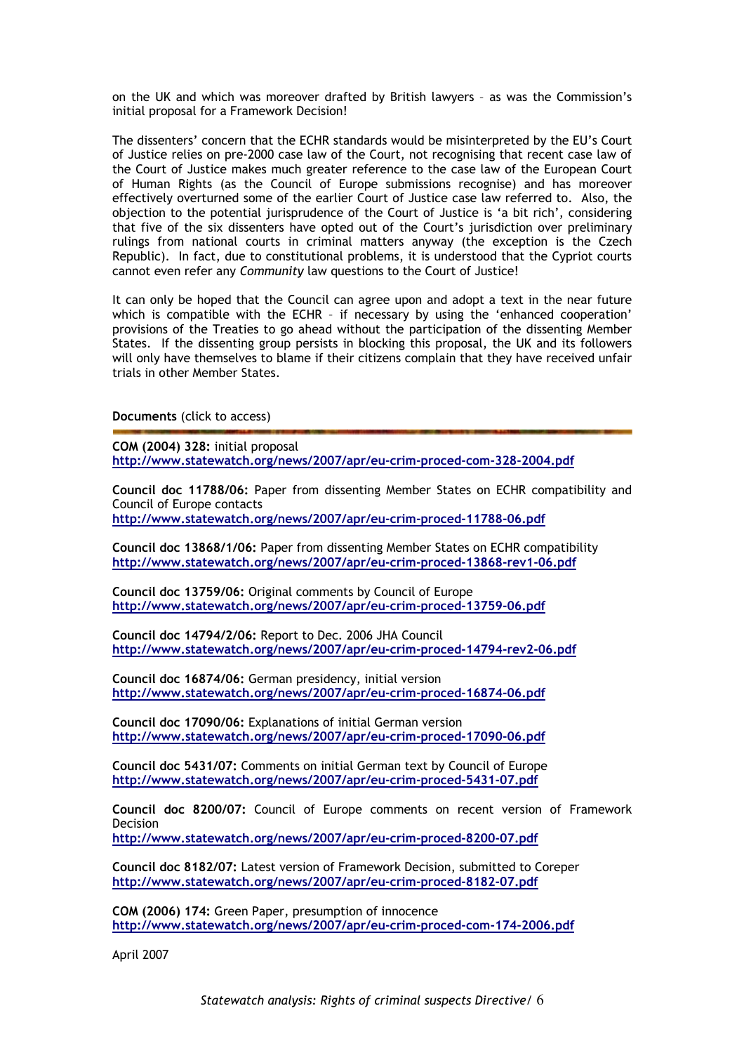on the UK and which was moreover drafted by British lawyers – as was the Commission's initial proposal for a Framework Decision!

The dissenters' concern that the ECHR standards would be misinterpreted by the EU's Court of Justice relies on pre-2000 case law of the Court, not recognising that recent case law of the Court of Justice makes much greater reference to the case law of the European Court of Human Rights (as the Council of Europe submissions recognise) and has moreover effectively overturned some of the earlier Court of Justice case law referred to. Also, the objection to the potential jurisprudence of the Court of Justice is 'a bit rich', considering that five of the six dissenters have opted out of the Court's jurisdiction over preliminary rulings from national courts in criminal matters anyway (the exception is the Czech Republic). In fact, due to constitutional problems, it is understood that the Cypriot courts cannot even refer any *Community* law questions to the Court of Justice!

It can only be hoped that the Council can agree upon and adopt a text in the near future which is compatible with the ECHR – if necessary by using the 'enhanced cooperation' provisions of the Treaties to go ahead without the participation of the dissenting Member States. If the dissenting group persists in blocking this proposal, the UK and its followers will only have themselves to blame if their citizens complain that they have received unfair trials in other Member States.

**Documents** (click to access)

**COM (2004) 328:** initial proposal
http://www.statewatch.org/news/2007/apr/eu-crim-proced-com-328-2004.pdf

**Council doc 11788/06:** Paper from dissenting Member States on ECHR compatibility and Council of Europe contacts
http://www.statewatch.org/news/2007/apr/eu-crim-proced-11788-06.pdf

**Council doc 13868/1/06:** Paper from dissenting Member States on ECHR compatibility
http://www.statewatch.org/news/2007/apr/eu-crim-proced-13868-rev1-06.pdf

**Council doc 13759/06:** Original comments by Council of Europe
http://www.statewatch.org/news/2007/apr/eu-crim-proced-13759-06.pdf

**Council doc 14794/2/06:** Report to Dec. 2006 JHA Council
http://www.statewatch.org/news/2007/apr/eu-crim-proced-14794-rev2-06.pdf

**Council doc 16874/06:** German presidency, initial version
http://www.statewatch.org/news/2007/apr/eu-crim-proced-16874-06.pdf

**Council doc 17090/06:** Explanations of initial German version
http://www.statewatch.org/news/2007/apr/eu-crim-proced-17090-06.pdf

**Council doc 5431/07:** Comments on initial German text by Council of Europe
http://www.statewatch.org/news/2007/apr/eu-crim-proced-5431-07.pdf

**Council doc 8200/07:** Council of Europe comments on recent version of Framework Decision
http://www.statewatch.org/news/2007/apr/eu-crim-proced-8200-07.pdf

**Council doc 8182/07:** Latest version of Framework Decision, submitted to Coreper
http://www.statewatch.org/news/2007/apr/eu-crim-proced-8182-07.pdf

**COM (2006) 174:** Green Paper, presumption of innocence
http://www.statewatch.org/news/2007/apr/eu-crim-proced-com-174-2006.pdf

April 2007